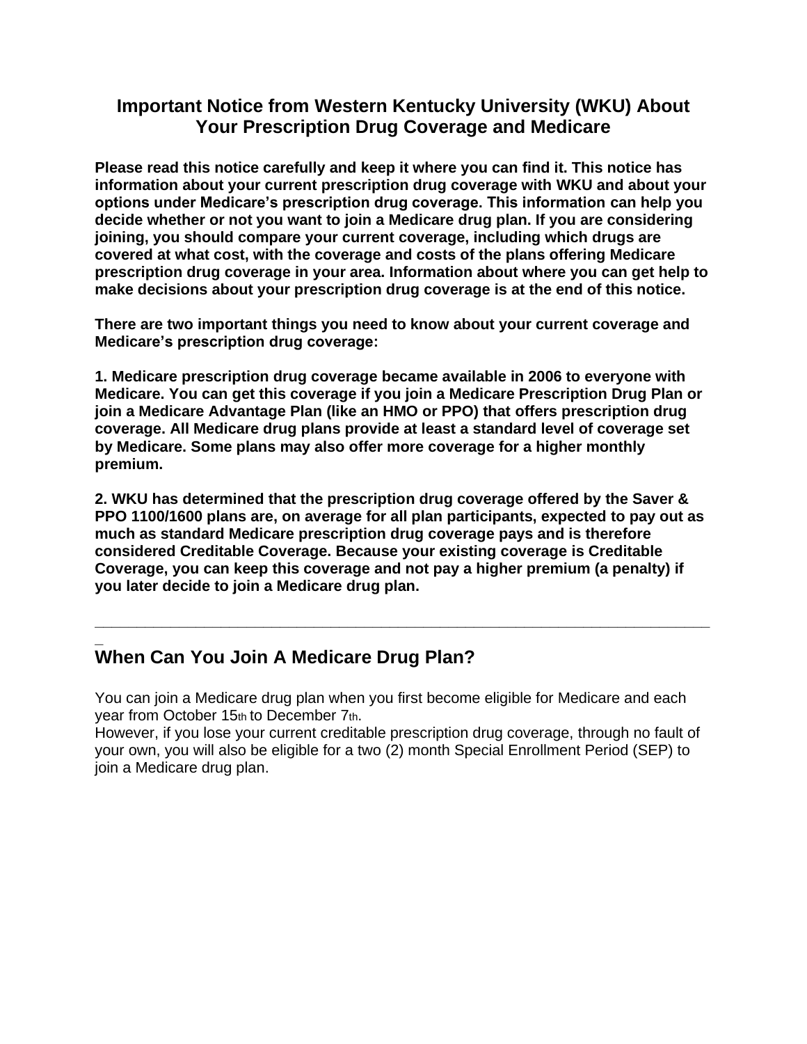# Important Notice from Western Kentucky University (WKU) About Your Prescription Drug Coverage and Medicare

**Please read this notice carefully and keep it where you can find it. This notice has information about your current prescription drug coverage with WKU and about your options under Medicare's prescription drug coverage. This information can help you decide whether or not you want to join a Medicare drug plan. If you are considering joining, you should compare your current coverage, including which drugs are covered at what cost, with the coverage and costs of the plans offering Medicare prescription drug coverage in your area. Information about where you can get help to make decisions about your prescription drug coverage is at the end of this notice.**

**There are two important things you need to know about your current coverage and Medicare's prescription drug coverage:**

**1. Medicare prescription drug coverage became available in 2006 to everyone with Medicare. You can get this coverage if you join a Medicare Prescription Drug Plan or join a Medicare Advantage Plan (like an HMO or PPO) that offers prescription drug coverage. All Medicare drug plans provide at least a standard level of coverage set by Medicare. Some plans may also offer more coverage for a higher monthly premium.**

**2. WKU has determined that the prescription drug coverage offered by the Saver & PPO 1100/1600 plans are, on average for all plan participants, expected to pay out as much as standard Medicare prescription drug coverage pays and is therefore considered Creditable Coverage. Because your existing coverage is Creditable Coverage, you can keep this coverage and not pay a higher premium (a penalty) if you later decide to join a Medicare drug plan.**

---

## When Can You Join A Medicare Drug Plan?

You can join a Medicare drug plan when you first become eligible for Medicare and each year from October 15th to December 7th.
However, if you lose your current creditable prescription drug coverage, through no fault of your own, you will also be eligible for a two (2) month Special Enrollment Period (SEP) to join a Medicare drug plan.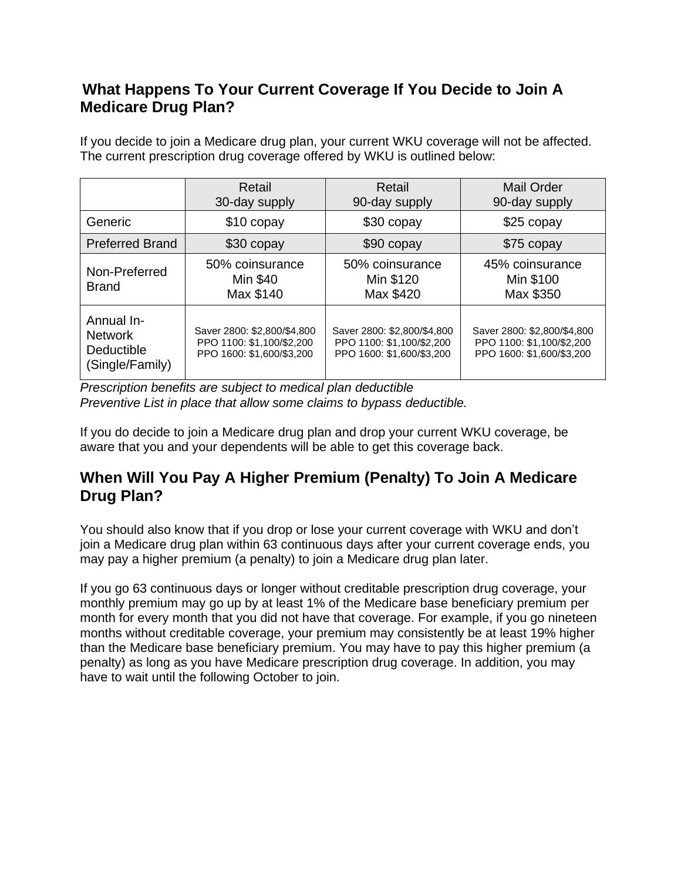## What Happens To Your Current Coverage If You Decide to Join A Medicare Drug Plan?

If you decide to join a Medicare drug plan, your current WKU coverage will not be affected. The current prescription drug coverage offered by WKU is outlined below:

| | Retail 30-day supply | Retail 90-day supply | Mail Order 90-day supply |
|---|---|---|---|
| Generic | $10 copay | $30 copay | $25 copay |
| Preferred Brand | $30 copay | $90 copay | $75 copay |
| Non-Preferred Brand | 50% coinsurance Min $40 Max $140 | 50% coinsurance Min $120 Max $420 | 45% coinsurance Min $100 Max $350 |
| Annual In-Network Deductible (Single/Family) | Saver 2800: $2,800/$4,800 PPO 1100: $1,100/$2,200 PPO 1600: $1,600/$3,200 | Saver 2800: $2,800/$4,800 PPO 1100: $1,100/$2,200 PPO 1600: $1,600/$3,200 | Saver 2800: $2,800/$4,800 PPO 1100: $1,100/$2,200 PPO 1600: $1,600/$3,200 |

*Prescription benefits are subject to medical plan deductible*
*Preventive List in place that allow some claims to bypass deductible.*

If you do decide to join a Medicare drug plan and drop your current WKU coverage, be aware that you and your dependents will be able to get this coverage back.

## When Will You Pay A Higher Premium (Penalty) To Join A Medicare Drug Plan?

You should also know that if you drop or lose your current coverage with WKU and don't join a Medicare drug plan within 63 continuous days after your current coverage ends, you may pay a higher premium (a penalty) to join a Medicare drug plan later.

If you go 63 continuous days or longer without creditable prescription drug coverage, your monthly premium may go up by at least 1% of the Medicare base beneficiary premium per month for every month that you did not have that coverage. For example, if you go nineteen months without creditable coverage, your premium may consistently be at least 19% higher than the Medicare base beneficiary premium. You may have to pay this higher premium (a penalty) as long as you have Medicare prescription drug coverage. In addition, you may have to wait until the following October to join.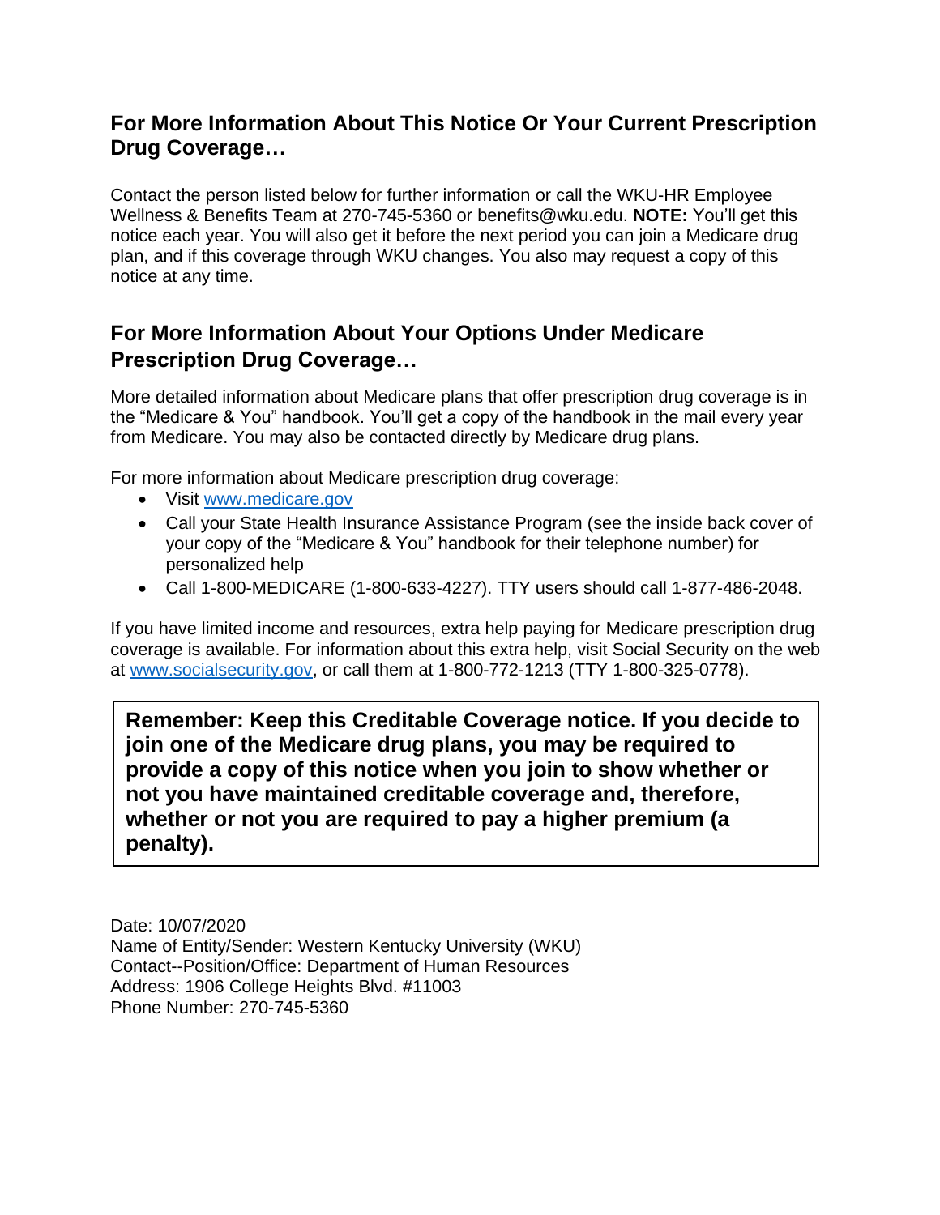## For More Information About This Notice Or Your Current Prescription Drug Coverage…

Contact the person listed below for further information or call the WKU-HR Employee Wellness & Benefits Team at 270-745-5360 or benefits@wku.edu. **NOTE:** You'll get this notice each year. You will also get it before the next period you can join a Medicare drug plan, and if this coverage through WKU changes. You also may request a copy of this notice at any time.

## For More Information About Your Options Under Medicare Prescription Drug Coverage…

More detailed information about Medicare plans that offer prescription drug coverage is in the "Medicare & You" handbook. You'll get a copy of the handbook in the mail every year from Medicare. You may also be contacted directly by Medicare drug plans.

For more information about Medicare prescription drug coverage:

- Visit [www.medicare.gov](http://www.medicare.gov)
- Call your State Health Insurance Assistance Program (see the inside back cover of your copy of the "Medicare & You" handbook for their telephone number) for personalized help
- Call 1-800-MEDICARE (1-800-633-4227). TTY users should call 1-877-486-2048.

If you have limited income and resources, extra help paying for Medicare prescription drug coverage is available. For information about this extra help, visit Social Security on the web at [www.socialsecurity.gov](http://www.socialsecurity.gov), or call them at 1-800-772-1213 (TTY 1-800-325-0778).

**Remember: Keep this Creditable Coverage notice. If you decide to join one of the Medicare drug plans, you may be required to provide a copy of this notice when you join to show whether or not you have maintained creditable coverage and, therefore, whether or not you are required to pay a higher premium (a penalty).**

Date: 10/07/2020
Name of Entity/Sender: Western Kentucky University (WKU)
Contact--Position/Office: Department of Human Resources
Address: 1906 College Heights Blvd. #11003
Phone Number: 270-745-5360